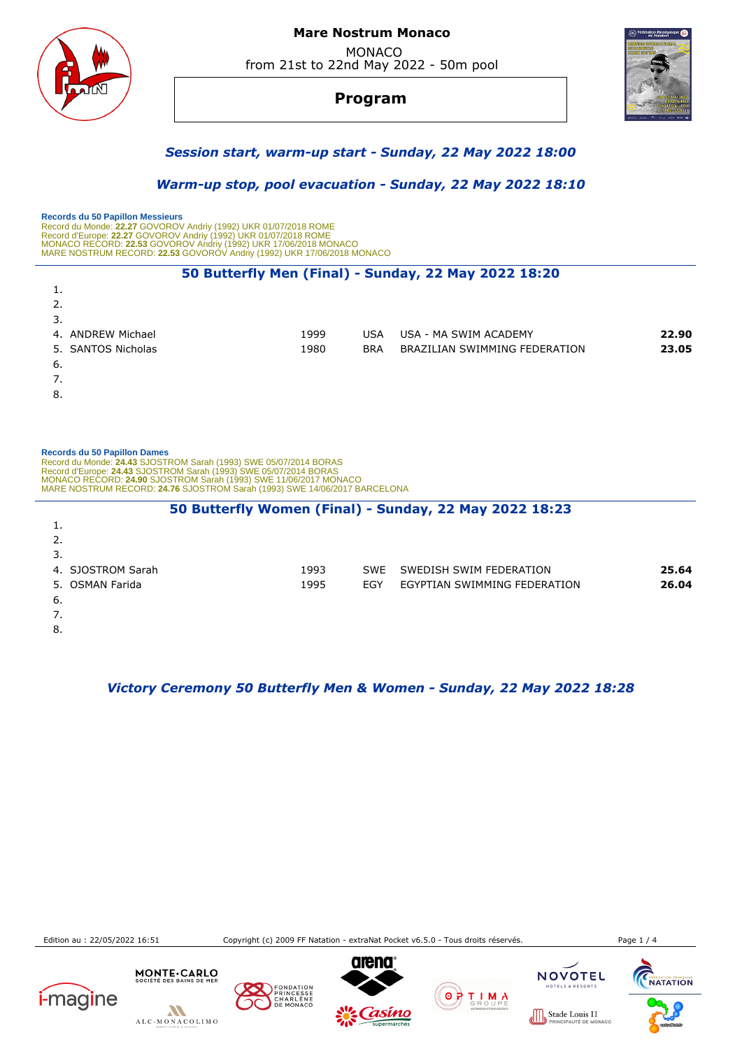# Mare Nostrum Monaco

MONACO
from 21st to 22nd May 2022 - 50m pool

## Program

### *Session start, warm-up start - Sunday, 22 May 2022 18:00*

### *Warm-up stop, pool evacuation - Sunday, 22 May 2022 18:10*

**Records du 50 Papillon Messieurs**
Record du Monde: **22.27** GOVOROV Andriy (1992) UKR 01/07/2018 ROME
Record d'Europe: **22.27** GOVOROV Andriy (1992) UKR 01/07/2018 ROME
MONACO RECORD: **22.53** GOVOROV Andriy (1992) UKR 17/06/2018 MONACO
MARE NOSTRUM RECORD: **22.53** GOVOROV Andriy (1992) UKR 17/06/2018 MONACO

### 50 Butterfly Men (Final) - Sunday, 22 May 2022 18:20

| Lane | Name | Year | Nat | Club | Time |
|---|---|---|---|---|---|
| 1. | | | | | |
| 2. | | | | | |
| 3. | | | | | |
| 4. | ANDREW Michael | 1999 | USA | USA - MA SWIM ACADEMY | **22.90** |
| 5. | SANTOS Nicholas | 1980 | BRA | BRAZILIAN SWIMMING FEDERATION | **23.05** |
| 6. | | | | | |
| 7. | | | | | |
| 8. | | | | | |

**Records du 50 Papillon Dames**
Record du Monde: **24.43** SJOSTROM Sarah (1993) SWE 05/07/2014 BORAS
Record d'Europe: **24.43** SJOSTROM Sarah (1993) SWE 05/07/2014 BORAS
MONACO RECORD: **24.90** SJOSTROM Sarah (1993) SWE 11/06/2017 MONACO
MARE NOSTRUM RECORD: **24.76** SJOSTROM Sarah (1993) SWE 14/06/2017 BARCELONA

### 50 Butterfly Women (Final) - Sunday, 22 May 2022 18:23

| Lane | Name | Year | Nat | Club | Time |
|---|---|---|---|---|---|
| 1. | | | | | |
| 2. | | | | | |
| 3. | | | | | |
| 4. | SJOSTROM Sarah | 1993 | SWE | SWEDISH SWIM FEDERATION | **25.64** |
| 5. | OSMAN Farida | 1995 | EGY | EGYPTIAN SWIMMING FEDERATION | **26.04** |
| 6. | | | | | |
| 7. | | | | | |
| 8. | | | | | |

### *Victory Ceremony 50 Butterfly Men & Women - Sunday, 22 May 2022 18:28*

Edition au : 22/05/2022 16:51 — Copyright (c) 2009 FF Natation - extraNat Pocket v6.5.0 - Tous droits réservés.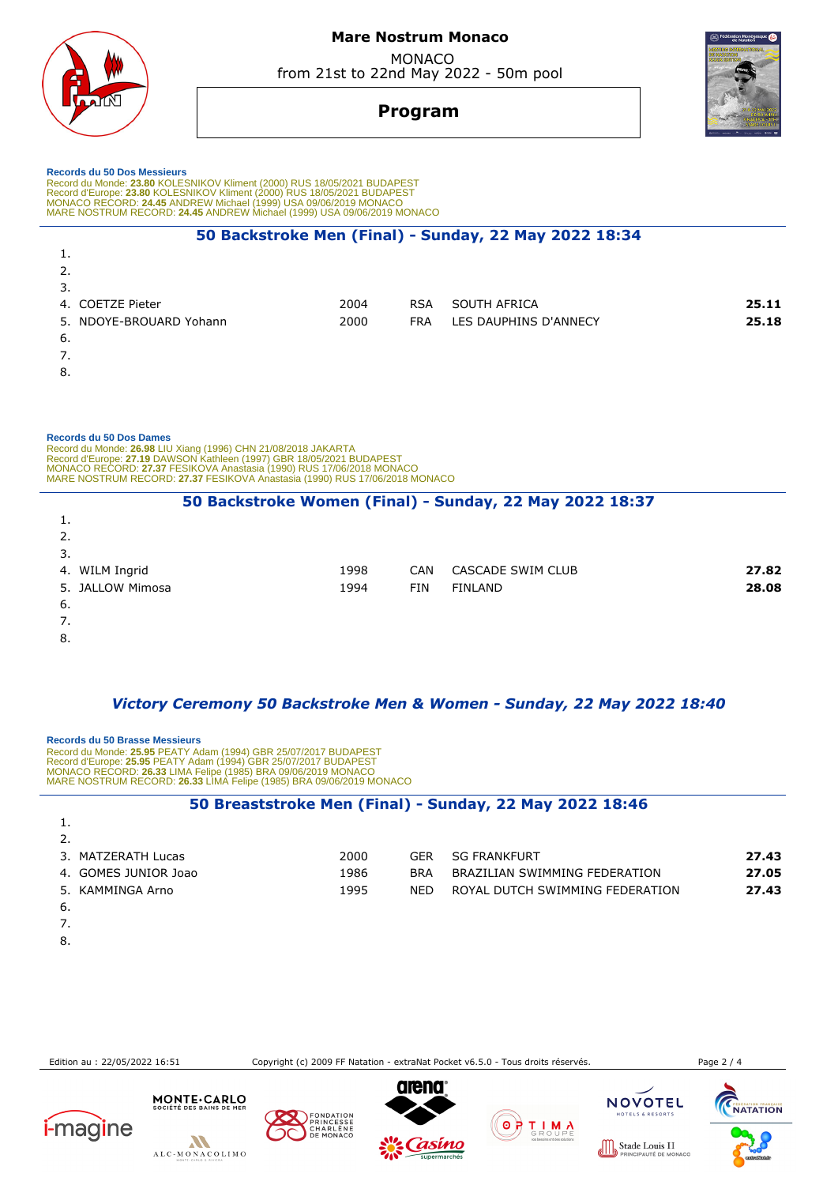# Mare Nostrum Monaco

MONACO
from 21st to 22nd May 2022 - 50m pool

## Program

**Records du 50 Dos Messieurs**
Record du Monde: **23.80** KOLESNIKOV Kliment (2000) RUS 18/05/2021 BUDAPEST
Record d'Europe: **23.80** KOLESNIKOV Kliment (2000) RUS 18/05/2021 BUDAPEST
MONACO RECORD: **24.45** ANDREW Michael (1999) USA 09/06/2019 MONACO
MARE NOSTRUM RECORD: **24.45** ANDREW Michael (1999) USA 09/06/2019 MONACO

### 50 Backstroke Men (Final) - Sunday, 22 May 2022 18:34

| | Name | Year | Nat | Club | Time |
|---|---|---|---|---|---|
| 1. | | | | | |
| 2. | | | | | |
| 3. | | | | | |
| 4. | COETZE Pieter | 2004 | RSA | SOUTH AFRICA | **25.11** |
| 5. | NDOYE-BROUARD Yohann | 2000 | FRA | LES DAUPHINS D'ANNECY | **25.18** |
| 6. | | | | | |
| 7. | | | | | |
| 8. | | | | | |

**Records du 50 Dos Dames**
Record du Monde: **26.98** LIU Xiang (1996) CHN 21/08/2018 JAKARTA
Record d'Europe: **27.19** DAWSON Kathleen (1997) GBR 18/05/2021 BUDAPEST
MONACO RECORD: **27.37** FESIKOVA Anastasia (1990) RUS 17/06/2018 MONACO
MARE NOSTRUM RECORD: **27.37** FESIKOVA Anastasia (1990) RUS 17/06/2018 MONACO

### 50 Backstroke Women (Final) - Sunday, 22 May 2022 18:37

| | Name | Year | Nat | Club | Time |
|---|---|---|---|---|---|
| 1. | | | | | |
| 2. | | | | | |
| 3. | | | | | |
| 4. | WILM Ingrid | 1998 | CAN | CASCADE SWIM CLUB | **27.82** |
| 5. | JALLOW Mimosa | 1994 | FIN | FINLAND | **28.08** |
| 6. | | | | | |
| 7. | | | | | |
| 8. | | | | | |

### *Victory Ceremony 50 Backstroke Men & Women - Sunday, 22 May 2022 18:40*

**Records du 50 Brasse Messieurs**
Record du Monde: **25.95** PEATY Adam (1994) GBR 25/07/2017 BUDAPEST
Record d'Europe: **25.95** PEATY Adam (1994) GBR 25/07/2017 BUDAPEST
MONACO RECORD: **26.33** LIMA Felipe (1985) BRA 09/06/2019 MONACO
MARE NOSTRUM RECORD: **26.33** LIMA Felipe (1985) BRA 09/06/2019 MONACO

### 50 Breaststroke Men (Final) - Sunday, 22 May 2022 18:46

| | Name | Year | Nat | Club | Time |
|---|---|---|---|---|---|
| 1. | | | | | |
| 2. | | | | | |
| 3. | MATZERATH Lucas | 2000 | GER | SG FRANKFURT | **27.43** |
| 4. | GOMES JUNIOR Joao | 1986 | BRA | BRAZILIAN SWIMMING FEDERATION | **27.05** |
| 5. | KAMMINGA Arno | 1995 | NED | ROYAL DUTCH SWIMMING FEDERATION | **27.43** |
| 6. | | | | | |
| 7. | | | | | |
| 8. | | | | | |

Edition au : 22/05/2022 16:51 — Copyright (c) 2009 FF Natation - extraNat Pocket v6.5.0 - Tous droits réservés.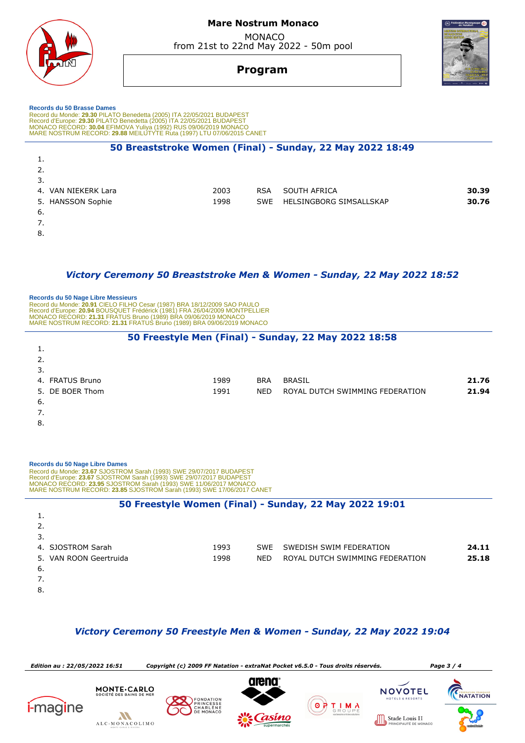**Mare Nostrum Monaco**

MONACO
from 21st to 22nd May 2022 - 50m pool

# Program

**Records du 50 Brasse Dames**
Record du Monde: **29.30** PILATO Benedetta (2005) ITA 22/05/2021 BUDAPEST
Record d'Europe: **29.30** PILATO Benedetta (2005) ITA 22/05/2021 BUDAPEST
MONACO RECORD: **30.04** EFIMOVA Yuliya (1992) RUS 09/06/2019 MONACO
MARE NOSTRUM RECORD: **29.88** MEILUTYTE Ruta (1997) LTU 07/06/2015 CANET

## 50 Breaststroke Women (Final) - Sunday, 22 May 2022 18:49

| Lane | Name | Year | Nat | Club | Time |
|---|---|---|---|---|---|
| 1. | | | | | |
| 2. | | | | | |
| 3. | | | | | |
| 4. | VAN NIEKERK Lara | 2003 | RSA | SOUTH AFRICA | **30.39** |
| 5. | HANSSON Sophie | 1998 | SWE | HELSINGBORG SIMSALLSKAP | **30.76** |
| 6. | | | | | |
| 7. | | | | | |
| 8. | | | | | |

## *Victory Ceremony 50 Breaststroke Men & Women - Sunday, 22 May 2022 18:52*

**Records du 50 Nage Libre Messieurs**
Record du Monde: **20.91** CIELO FILHO Cesar (1987) BRA 18/12/2009 SAO PAULO
Record d'Europe: **20.94** BOUSQUET Frédérick (1981) FRA 26/04/2009 MONTPELLIER
MONACO RECORD: **21.31** FRATUS Bruno (1989) BRA 09/06/2019 MONACO
MARE NOSTRUM RECORD: **21.31** FRATUS Bruno (1989) BRA 09/06/2019 MONACO

## 50 Freestyle Men (Final) - Sunday, 22 May 2022 18:58

| Lane | Name | Year | Nat | Club | Time |
|---|---|---|---|---|---|
| 1. | | | | | |
| 2. | | | | | |
| 3. | | | | | |
| 4. | FRATUS Bruno | 1989 | BRA | BRASIL | **21.76** |
| 5. | DE BOER Thom | 1991 | NED | ROYAL DUTCH SWIMMING FEDERATION | **21.94** |
| 6. | | | | | |
| 7. | | | | | |
| 8. | | | | | |

**Records du 50 Nage Libre Dames**
Record du Monde: **23.67** SJOSTROM Sarah (1993) SWE 29/07/2017 BUDAPEST
Record d'Europe: **23.67** SJOSTROM Sarah (1993) SWE 29/07/2017 BUDAPEST
MONACO RECORD: **23.95** SJOSTROM Sarah (1993) SWE 11/06/2017 MONACO
MARE NOSTRUM RECORD: **23.85** SJOSTROM Sarah (1993) SWE 17/06/2017 CANET

## 50 Freestyle Women (Final) - Sunday, 22 May 2022 19:01

| Lane | Name | Year | Nat | Club | Time |
|---|---|---|---|---|---|
| 1. | | | | | |
| 2. | | | | | |
| 3. | | | | | |
| 4. | SJOSTROM Sarah | 1993 | SWE | SWEDISH SWIM FEDERATION | **24.11** |
| 5. | VAN ROON Geertruida | 1998 | NED | ROYAL DUTCH SWIMMING FEDERATION | **25.18** |
| 6. | | | | | |
| 7. | | | | | |
| 8. | | | | | |

## *Victory Ceremony 50 Freestyle Men & Women - Sunday, 22 May 2022 19:04*

*Edition au : 22/05/2022 16:51* *Copyright (c) 2009 FF Natation - extraNat Pocket v6.5.0 - Tous droits réservés.*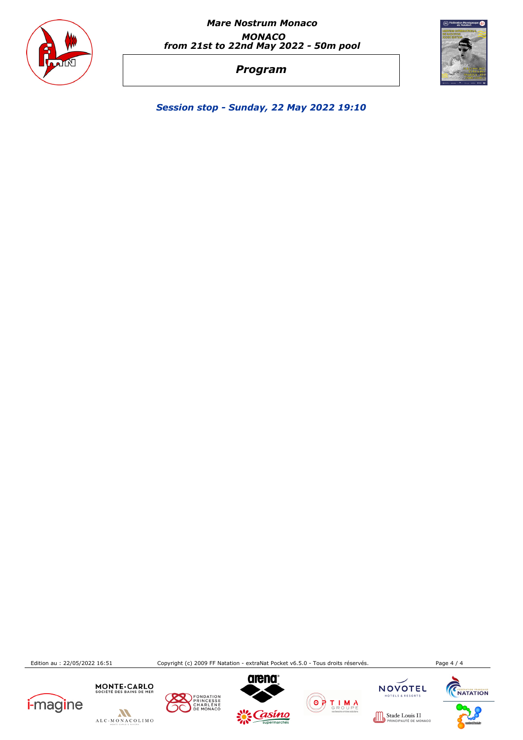Session stop - Sunday, 22 May 2022 19:10